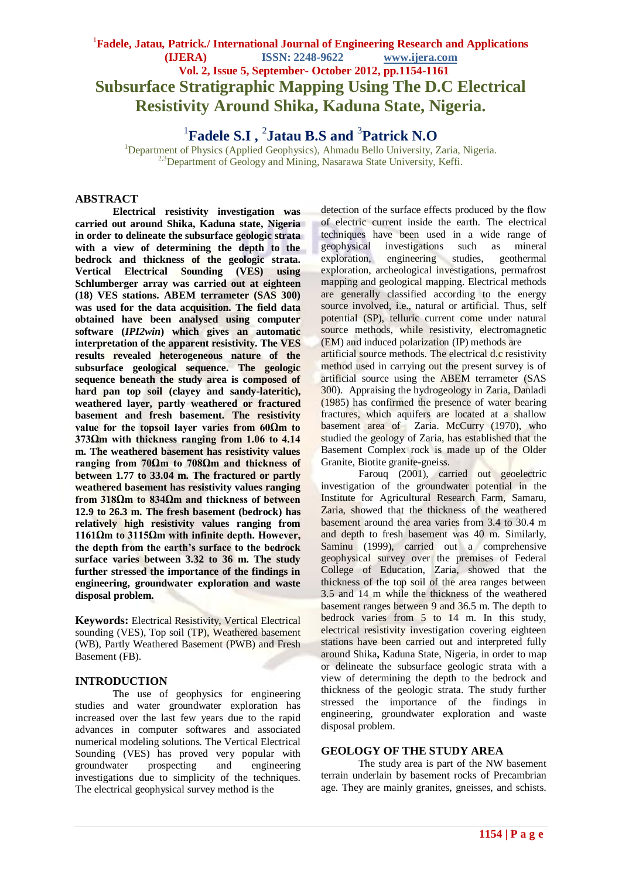# Subsurface Stratigraphic Mapping Using The D.C Electrical Resistivity Around Shika, Kaduna State, Nigeria.

[1]Fadele S.I , [2]Jatau B.S and [3]Patrick N.O

[1]Department of Physics (Applied Geophysics), Ahmadu Bello University, Zaria, Nigeria.
[2,3]Department of Geology and Mining, Nasarawa State University, Keffi.

## ABSTRACT

**Electrical resistivity investigation was carried out around Shika, Kaduna state, Nigeria in order to delineate the subsurface geologic strata with a view of determining the depth to the bedrock and thickness of the geologic strata. Vertical Electrical Sounding (VES) using Schlumberger array was carried out at eighteen (18) VES stations. ABEM terrameter (SAS 300) was used for the data acquisition. The field data obtained have been analysed using computer software (*IPI2win*) which gives an automatic interpretation of the apparent resistivity. The VES results revealed heterogeneous nature of the subsurface geological sequence. The geologic sequence beneath the study area is composed of hard pan top soil (clayey and sandy-lateritic), weathered layer, partly weathered or fractured basement and fresh basement. The resistivity value for the topsoil layer varies from 60Ωm to 373Ωm with thickness ranging from 1.06 to 4.14 m. The weathered basement has resistivity values ranging from 70Ωm to 708Ωm and thickness of between 1.77 to 33.04 m. The fractured or partly weathered basement has resistivity values ranging from 318Ωm to 834Ωm and thickness of between 12.9 to 26.3 m. The fresh basement (bedrock) has relatively high resistivity values ranging from 1161Ωm to 3115Ωm with infinite depth. However, the depth from the earth's surface to the bedrock surface varies between 3.32 to 36 m. The study further stressed the importance of the findings in engineering, groundwater exploration and waste disposal problem.**

**Keywords:** Electrical Resistivity, Vertical Electrical sounding (VES), Top soil (TP), Weathered basement (WB), Partly Weathered Basement (PWB) and Fresh Basement (FB).

## INTRODUCTION

The use of geophysics for engineering studies and water groundwater exploration has increased over the last few years due to the rapid advances in computer softwares and associated numerical modeling solutions. The Vertical Electrical Sounding (VES) has proved very popular with groundwater prospecting and engineering investigations due to simplicity of the techniques. The electrical geophysical survey method is the detection of the surface effects produced by the flow of electric current inside the earth. The electrical techniques have been used in a wide range of geophysical investigations such as mineral exploration, engineering studies, geothermal exploration, archeological investigations, permafrost mapping and geological mapping. Electrical methods are generally classified according to the energy source involved, i.e., natural or artificial. Thus, self potential (SP), telluric current come under natural source methods, while resistivity, electromagnetic (EM) and induced polarization (IP) methods are artificial source methods. The electrical d.c resistivity method used in carrying out the present survey is of artificial source using the ABEM terrameter (SAS 300). Appraising the hydrogeology in Zaria, Danladi (1985) has confirmed the presence of water bearing fractures, which aquifers are located at a shallow basement area of Zaria. McCurry (1970), who studied the geology of Zaria, has established that the Basement Complex rock is made up of the Older Granite, Biotite granite-gneiss.

Farouq (2001), carried out geoelectric investigation of the groundwater potential in the Institute for Agricultural Research Farm, Samaru, Zaria, showed that the thickness of the weathered basement around the area varies from 3.4 to 30.4 m and depth to fresh basement was 40 m. Similarly, Saminu (1999), carried out a comprehensive geophysical survey over the premises of Federal College of Education, Zaria, showed that the thickness of the top soil of the area ranges between 3.5 and 14 m while the thickness of the weathered basement ranges between 9 and 36.5 m. The depth to bedrock varies from 5 to 14 m. In this study, electrical resistivity investigation covering eighteen stations have been carried out and interpreted fully around Shika**,** Kaduna State, Nigeria, in order to map or delineate the subsurface geologic strata with a view of determining the depth to the bedrock and thickness of the geologic strata. The study further stressed the importance of the findings in engineering, groundwater exploration and waste disposal problem.

## GEOLOGY OF THE STUDY AREA

The study area is part of the NW basement terrain underlain by basement rocks of Precambrian age. They are mainly granites, gneisses, and schists.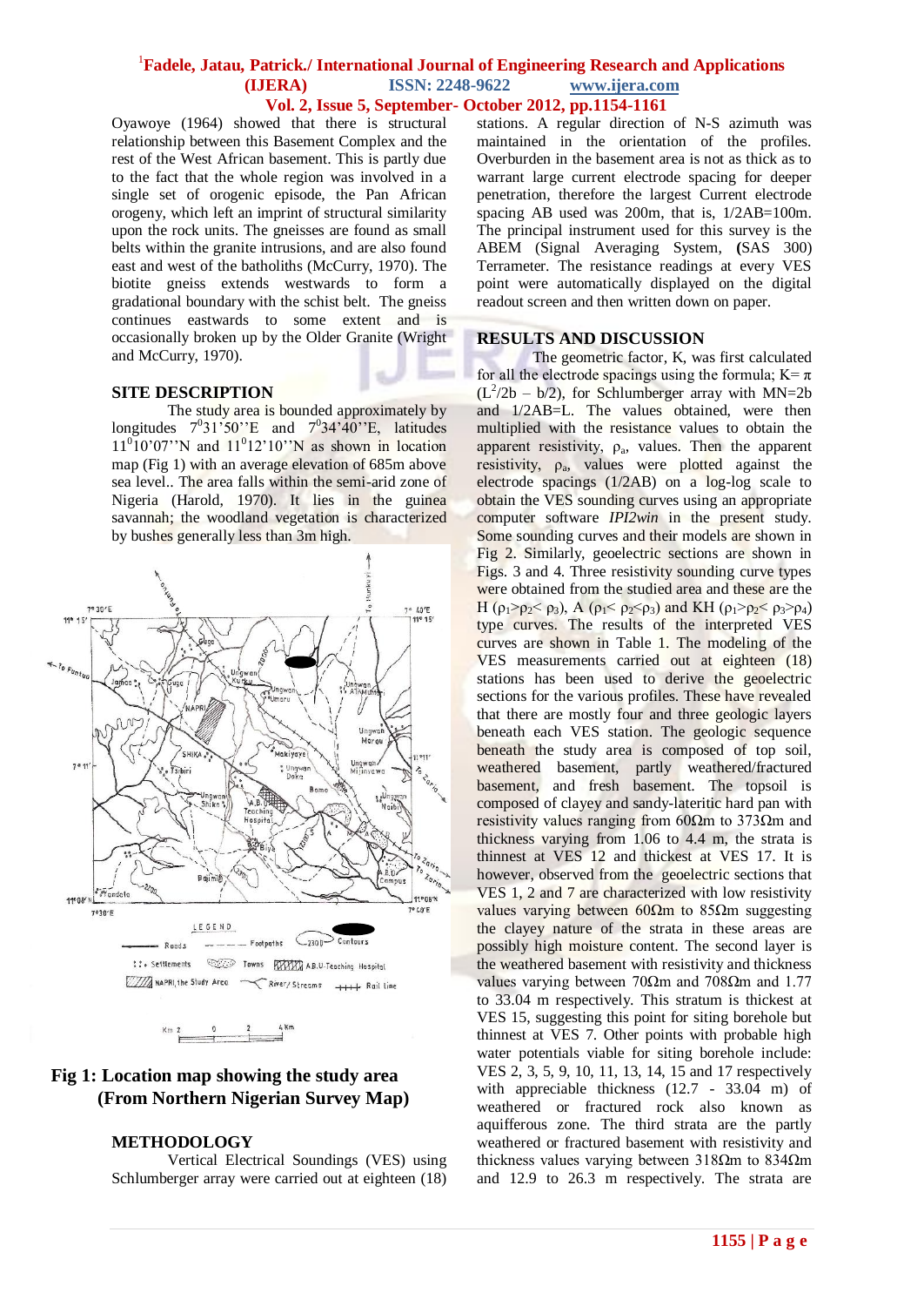Oyawoye (1964) showed that there is structural relationship between this Basement Complex and the rest of the West African basement. This is partly due to the fact that the whole region was involved in a single set of orogenic episode, the Pan African orogeny, which left an imprint of structural similarity upon the rock units. The gneisses are found as small belts within the granite intrusions, and are also found east and west of the batholiths (McCurry, 1970). The biotite gneiss extends westwards to form a gradational boundary with the schist belt. The gneiss continues eastwards to some extent and is occasionally broken up by the Older Granite (Wright and McCurry, 1970).

## SITE DESCRIPTION

The study area is bounded approximately by longitudes $7^0 31'50''$E and $7^0 34'40''$E, latitudes $11^0 10'07''$N and $11^0 12'10''$N as shown in location map (Fig 1) with an average elevation of 685m above sea level.. The area falls within the semi-arid zone of Nigeria (Harold, 1970). It lies in the guinea savannah; the woodland vegetation is characterized by bushes generally less than 3m high.

**Fig 1: Location map showing the study area (From Northern Nigerian Survey Map)**

## METHODOLOGY

Vertical Electrical Soundings (VES) using Schlumberger array were carried out at eighteen (18) stations. A regular direction of N-S azimuth was maintained in the orientation of the profiles. Overburden in the basement area is not as thick as to warrant large current electrode spacing for deeper penetration, therefore the largest Current electrode spacing AB used was 200m, that is, 1/2AB=100m. The principal instrument used for this survey is the ABEM (Signal Averaging System, (SAS 300) Terrameter. The resistance readings at every VES point were automatically displayed on the digital readout screen and then written down on paper.

## RESULTS AND DISCUSSION

The geometric factor, K, was first calculated for all the electrode spacings using the formula; $K= \pi (L^2/2b - b/2)$, for Schlumberger array with MN=2b and 1/2AB=L. The values obtained, were then multiplied with the resistance values to obtain the apparent resistivity, $\rho_a$, values. Then the apparent resistivity, $\rho_a$, values were plotted against the electrode spacings (1/2AB) on a log-log scale to obtain the VES sounding curves using an appropriate computer software *IPI2win* in the present study. Some sounding curves and their models are shown in Fig 2. Similarly, geoelectric sections are shown in Figs. 3 and 4. Three resistivity sounding curve types were obtained from the studied area and these are the H ($\rho_1 > \rho_2 < \rho_3$), A ($\rho_1 < \rho_2 < \rho_3$) and KH ($\rho_1 > \rho_2 < \rho_3 > \rho_4$) type curves. The results of the interpreted VES curves are shown in Table 1. The modeling of the VES measurements carried out at eighteen (18) stations has been used to derive the geoelectric sections for the various profiles. These have revealed that there are mostly four and three geologic layers beneath each VES station. The geologic sequence beneath the study area is composed of top soil, weathered basement, partly weathered/fractured basement, and fresh basement. The topsoil is composed of clayey and sandy-lateritic hard pan with resistivity values ranging from 60Ωm to 373Ωm and thickness varying from 1.06 to 4.4 m, the strata is thinnest at VES 12 and thickest at VES 17. It is however, observed from the geoelectric sections that VES 1, 2 and 7 are characterized with low resistivity values varying between 60Ωm to 85Ωm suggesting the clayey nature of the strata in these areas are possibly high moisture content. The second layer is the weathered basement with resistivity and thickness values varying between 70Ωm and 708Ωm and 1.77 to 33.04 m respectively. This stratum is thickest at VES 15, suggesting this point for siting borehole but thinnest at VES 7. Other points with probable high water potentials viable for siting borehole include: VES 2, 3, 5, 9, 10, 11, 13, 14, 15 and 17 respectively with appreciable thickness (12.7 - 33.04 m) of weathered or fractured rock also known as aquiferous zone. The third strata are the partly weathered or fractured basement with resistivity and thickness values varying between 318Ωm to 834Ωm and 12.9 to 26.3 m respectively. The strata are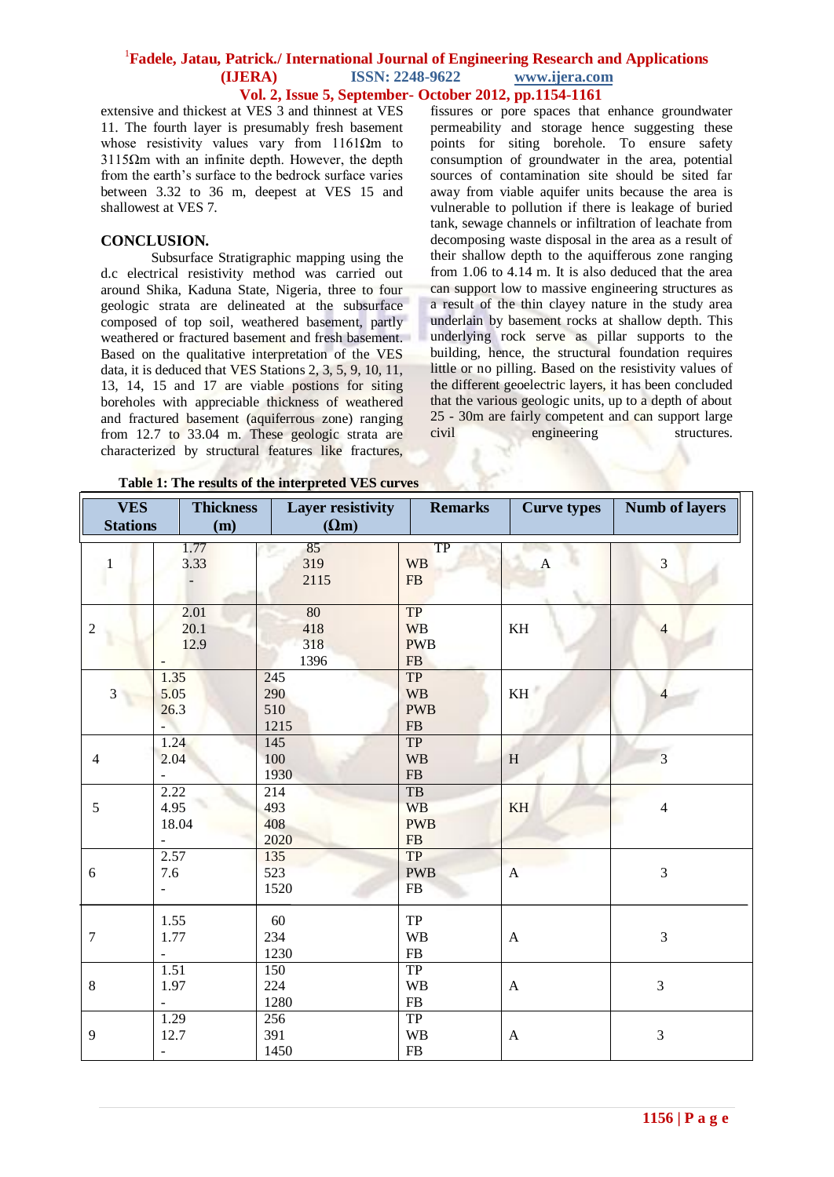extensive and thickest at VES 3 and thinnest at VES 11. The fourth layer is presumably fresh basement whose resistivity values vary from 1161Ωm to 3115Ωm with an infinite depth. However, the depth from the earth's surface to the bedrock surface varies between 3.32 to 36 m, deepest at VES 15 and shallowest at VES 7.

## CONCLUSION.

Subsurface Stratigraphic mapping using the d.c electrical resistivity method was carried out around Shika, Kaduna State, Nigeria, three to four geologic strata are delineated at the subsurface composed of top soil, weathered basement, partly weathered or fractured basement and fresh basement. Based on the qualitative interpretation of the VES data, it is deduced that VES Stations 2, 3, 5, 9, 10, 11, 13, 14, 15 and 17 are viable postions for siting boreholes with appreciable thickness of weathered and fractured basement (aquiferrous zone) ranging from 12.7 to 33.04 m. These geologic strata are characterized by structural features like fractures, fissures or pore spaces that enhance groundwater permeability and storage hence suggesting these points for siting borehole. To ensure safety consumption of groundwater in the area, potential sources of contamination site should be sited far away from viable aquifer units because the area is vulnerable to pollution if there is leakage of buried tank, sewage channels or infiltration of leachate from decomposing waste disposal in the area as a result of their shallow depth to the aquifferous zone ranging from 1.06 to 4.14 m. It is also deduced that the area can support low to massive engineering structures as a result of the thin clayey nature in the study area underlain by basement rocks at shallow depth. This underlying rock serve as pillar supports to the building, hence, the structural foundation requires little or no pilling. Based on the resistivity values of the different geoelectric layers, it has been concluded that the various geologic units, up to a depth of about 25 - 30m are fairly competent and can support large civil engineering structures.

**Table 1: The results of the interpreted VES curves**

| VES Stations | Thickness (m) | Layer resistivity (Ωm) | Remarks | Curve types | Numb of layers |
|---|---|---|---|---|---|
| 1 | 1.77<br>3.33<br>- | 85<br>319<br>2115 | TP<br>WB<br>FB | A | 3 |
| 2 | 2.01<br>20.1<br>12.9<br>- | 80<br>418<br>318<br>1396 | TP<br>WB<br>PWB<br>FB | KH | 4 |
| 3 | 1.35<br>5.05<br>26.3<br>- | 245<br>290<br>510<br>1215 | TP<br>WB<br>PWB<br>FB | KH | 4 |
| 4 | 1.24<br>2.04<br>- | 145<br>100<br>1930 | TP<br>WB<br>FB | H | 3 |
| 5 | 2.22<br>4.95<br>18.04<br>- | 214<br>493<br>408<br>2020 | TB<br>WB<br>PWB<br>FB | KH | 4 |
| 6 | 2.57<br>7.6<br>- | 135<br>523<br>1520 | TP<br>PWB<br>FB | A | 3 |
| 7 | 1.55<br>1.77<br>- | 60<br>234<br>1230 | TP<br>WB<br>FB | A | 3 |
| 8 | 1.51<br>1.97<br>- | 150<br>224<br>1280 | TP<br>WB<br>FB | A | 3 |
| 9 | 1.29<br>12.7<br>- | 256<br>391<br>1450 | TP<br>WB<br>FB | A | 3 |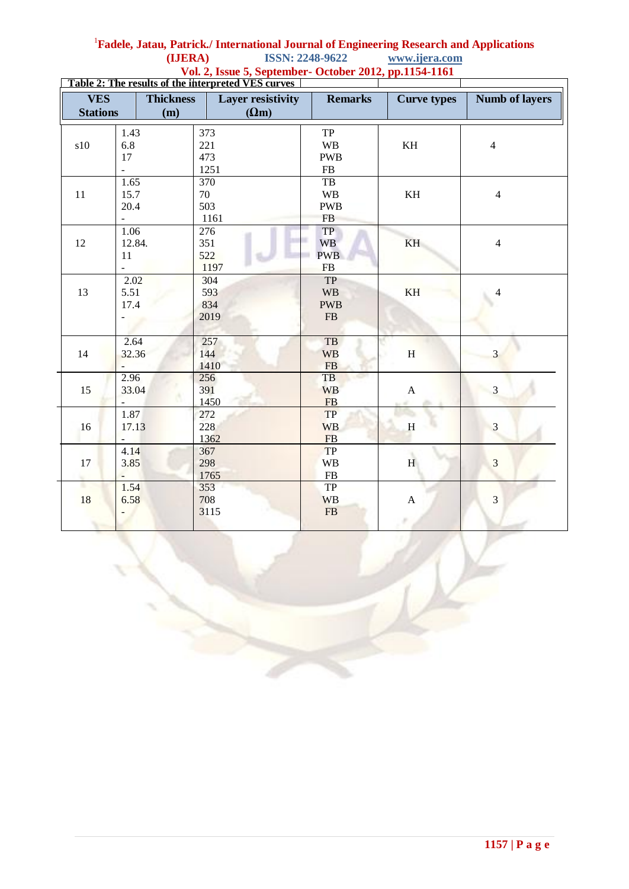**Table 2: The results of the interpreted VES curves**

| VES Stations | Thickness (m) | Layer resistivity (Ωm) | Remarks | Curve types | Numb of layers |
|---|---|---|---|---|---|
| s10 | 1.43<br>6.8<br>17<br>- | 373<br>221<br>473<br>1251 | TP<br>WB<br>PWB<br>FB | KH | 4 |
| 11 | 1.65<br>15.7<br>20.4<br>- | 370<br>70<br>503<br>1161 | TB<br>WB<br>PWB<br>FB | KH | 4 |
| 12 | 1.06<br>12.84.<br>11<br>- | 276<br>351<br>522<br>1197 | TP<br>WB<br>PWB<br>FB | KH | 4 |
| 13 | 2.02<br>5.51<br>17.4<br>- | 304<br>593<br>834<br>2019 | TP<br>WB<br>PWB<br>FB | KH | 4 |
| 14 | 2.64<br>32.36<br>- | 257<br>144<br>1410 | TB<br>WB<br>FB | H | 3 |
| 15 | 2.96<br>33.04<br>- | 256<br>391<br>1450 | TB<br>WB<br>FB | A | 3 |
| 16 | 1.87<br>17.13<br>- | 272<br>228<br>1362 | TP<br>WB<br>FB | H | 3 |
| 17 | 4.14<br>3.85<br>- | 367<br>298<br>1765 | TP<br>WB<br>FB | H | 3 |
| 18 | 1.54<br>6.58<br>- | 353<br>708<br>3115 | TP<br>WB<br>FB | A | 3 |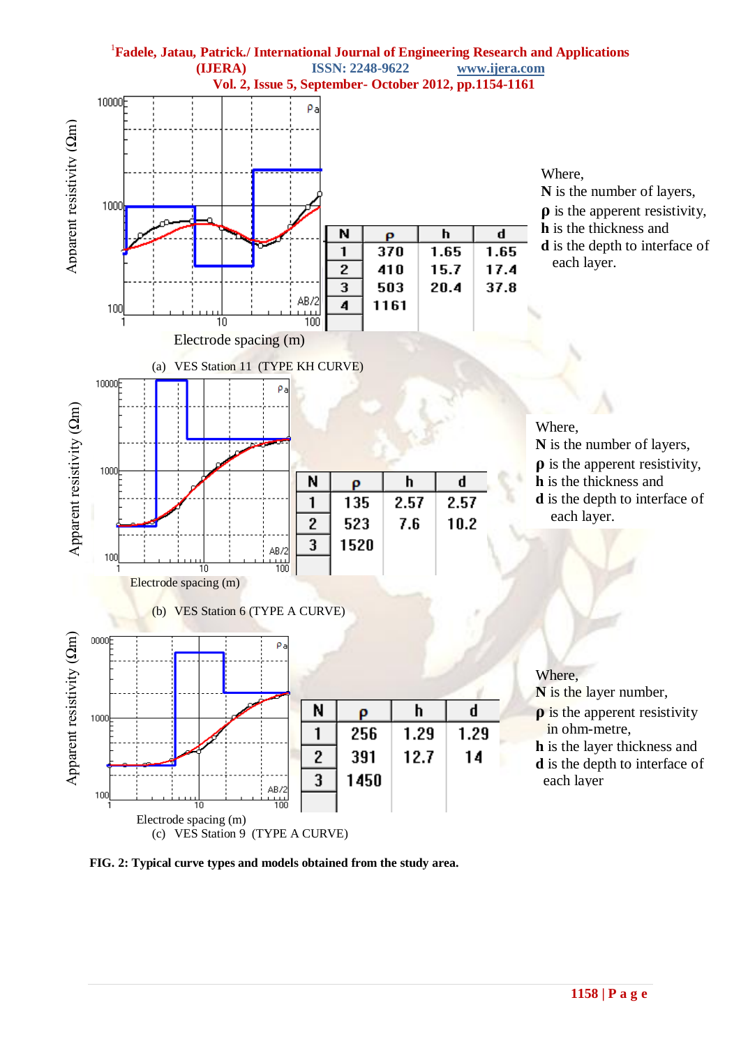| N | ρ | h | d |
|---|---|---|---|
| 1 | 370 | 1.65 | 1.65 |
| 2 | 410 | 15.7 | 17.4 |
| 3 | 503 | 20.4 | 37.8 |
| 4 | 1161 | | |

Where,
**N** is the number of layers,
**ρ** is the apparent resistivity,
**h** is the thickness and
**d** is the depth to interface of each layer.

(a) VES Station 11 (TYPE KH CURVE)

| N | ρ | h | d |
|---|---|---|---|
| 1 | 135 | 2.57 | 2.57 |
| 2 | 523 | 7.6 | 10.2 |
| 3 | 1520 | | |

Where,
**N** is the number of layers,
**ρ** is the apparent resistivity,
**h** is the thickness and
**d** is the depth to interface of each layer.

(b) VES Station 6 (TYPE A CURVE)

| N | ρ | h | d |
|---|---|---|---|
| 1 | 256 | 1.29 | 1.29 |
| 2 | 391 | 12.7 | 14 |
| 3 | 1450 | | |

Where,
**N** is the layer number,
**ρ** is the apparent resistivity in ohm-metre,
**h** is the layer thickness and
**d** is the depth to interface of each layer

(c) VES Station 9 (TYPE A CURVE)

**FIG. 2: Typical curve types and models obtained from the study area.**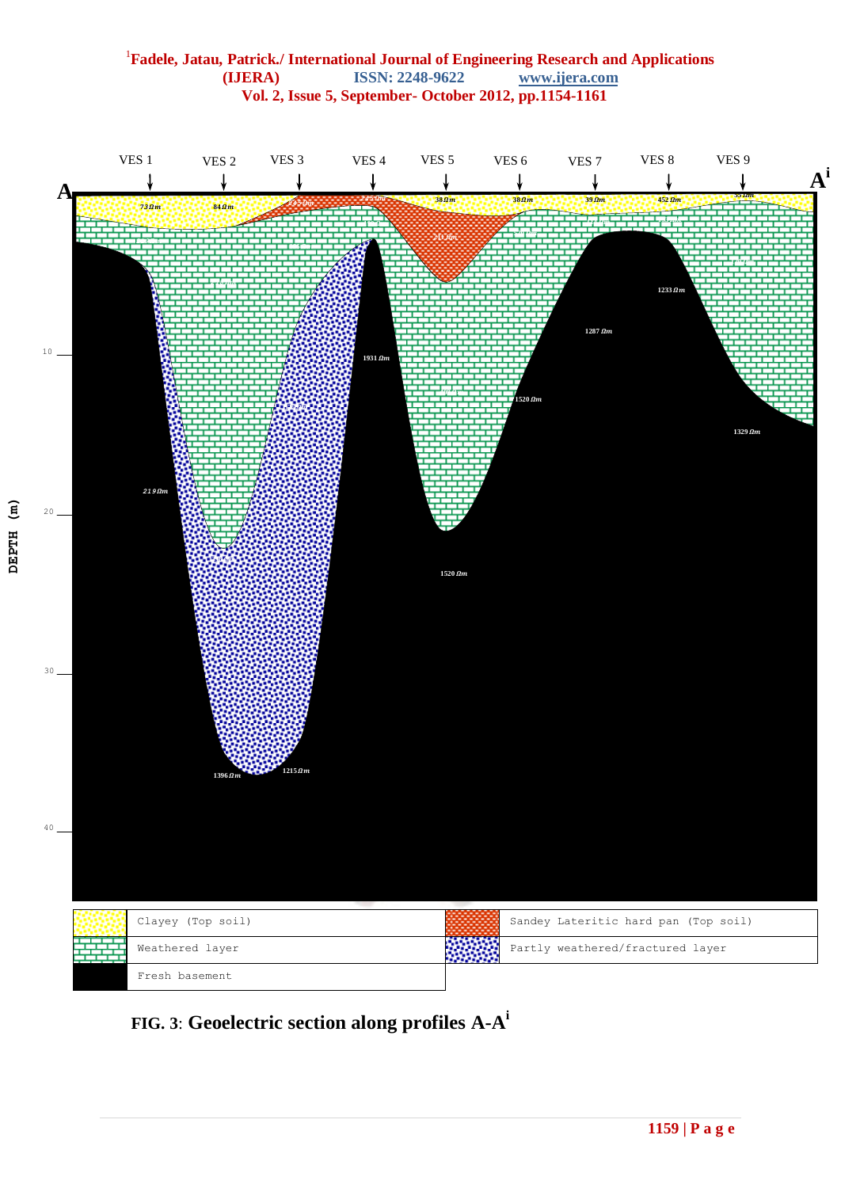FIG. 3: **Geoelectric section along profiles A-A[i]**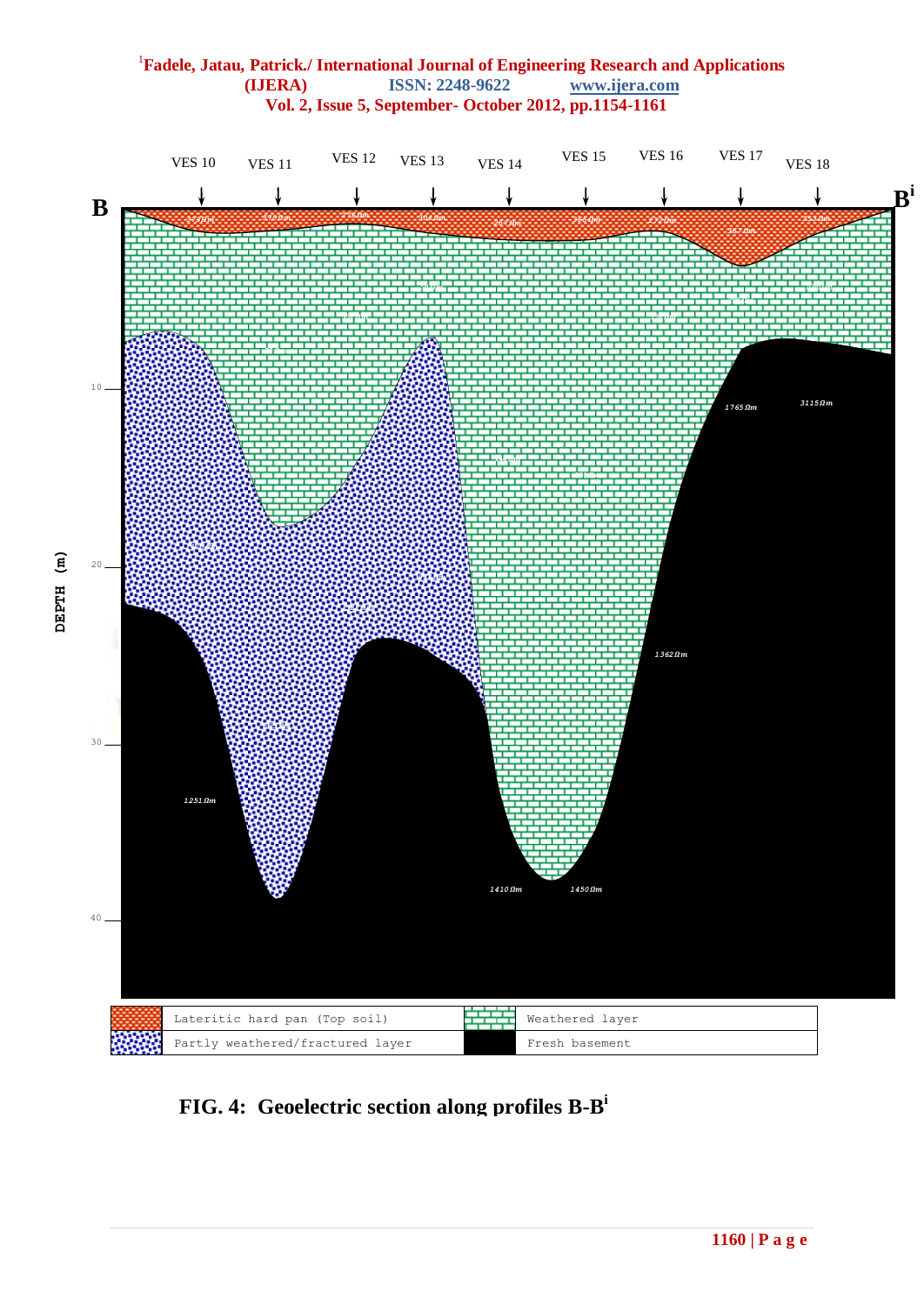FIG. 4: Geoelectric section along profiles B-B[i]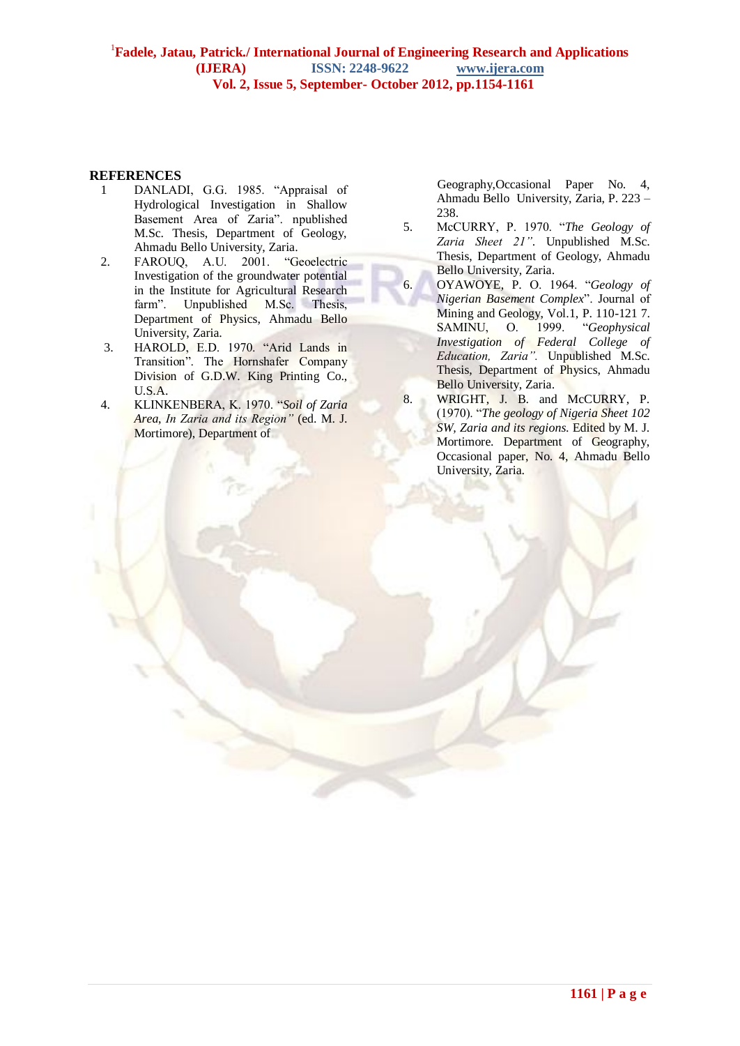## REFERENCES

1. DANLADI, G.G. 1985. "Appraisal of Hydrological Investigation in Shallow Basement Area of Zaria". npublished M.Sc. Thesis, Department of Geology, Ahmadu Bello University, Zaria.
2. FAROUQ, A.U. 2001. "Geoelectric Investigation of the groundwater potential in the Institute for Agricultural Research farm". Unpublished M.Sc. Thesis, Department of Physics, Ahmadu Bello University, Zaria.
3. HAROLD, E.D. 1970. "Arid Lands in Transition". The Hornshafer Company Division of G.D.W. King Printing Co., U.S.A.
4. KLINKENBERA, K. 1970. "*Soil of Zaria Area, In Zaria and its Region"* (ed. M. J. Mortimore), Department of Geography,Occasional Paper No. 4, Ahmadu Bello University, Zaria, P. 223 – 238.
5. McCURRY, P. 1970. "*The Geology of Zaria Sheet 21".* Unpublished M.Sc. Thesis, Department of Geology, Ahmadu Bello University, Zaria.
6. OYAWOYE, P. O. 1964. "*Geology of Nigerian Basement Complex*". Journal of Mining and Geology, Vol.1, P. 110-121
7. SAMINU, O. 1999. "*Geophysical Investigation of Federal College of Education, Zaria".* Unpublished M.Sc. Thesis, Department of Physics, Ahmadu Bello University, Zaria.
8. WRIGHT, J. B. and McCURRY, P. (1970). "*The geology of Nigeria Sheet 102 SW, Zaria and its regions.* Edited by M. J. Mortimore. Department of Geography, Occasional paper, No. 4, Ahmadu Bello University, Zaria.